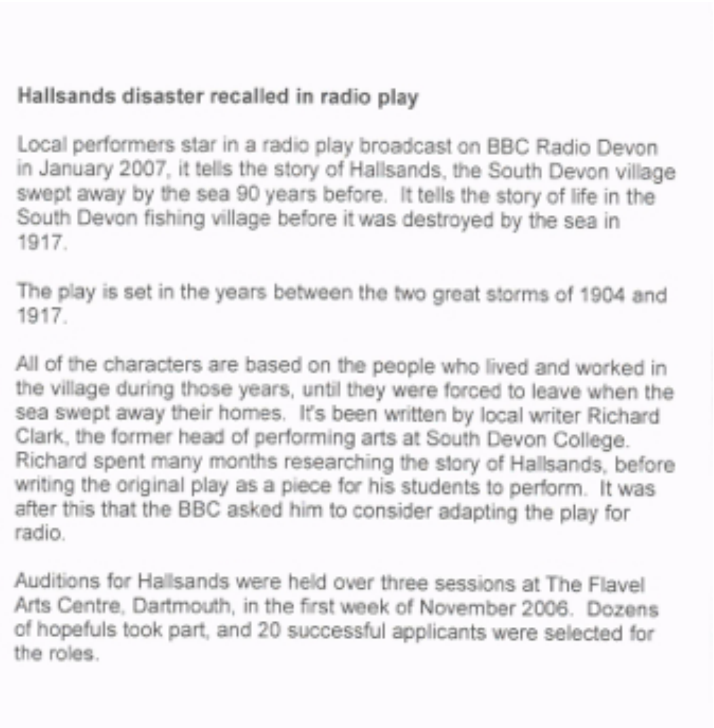**Hallsands disaster recalled in radio play**

Local performers star in a radio play broadcast on BBC Radio Devon in January 2007, it tells the story of Hallsands, the South Devon village swept away by the sea 90 years before. It tells the story of life in the South Devon fishing village before it was destroyed by the sea in 1917.

The play is set in the years between the two great storms of 1904 and 1917.

All of the characters are based on the people who lived and worked in the village during those years, until they were forced to leave when the sea swept away their homes. It's been written by local writer Richard Clark, the former head of performing arts at South Devon College. Richard spent many months researching the story of Hallsands, before writing the original play as a piece for his students to perform. It was after this that the BBC asked him to consider adapting the play for radio.

Auditions for Hallsands were held over three sessions at The Flavel Arts Centre, Dartmouth, in the first week of November 2006. Dozens of hopefuls took part, and 20 successful applicants were selected for the roles.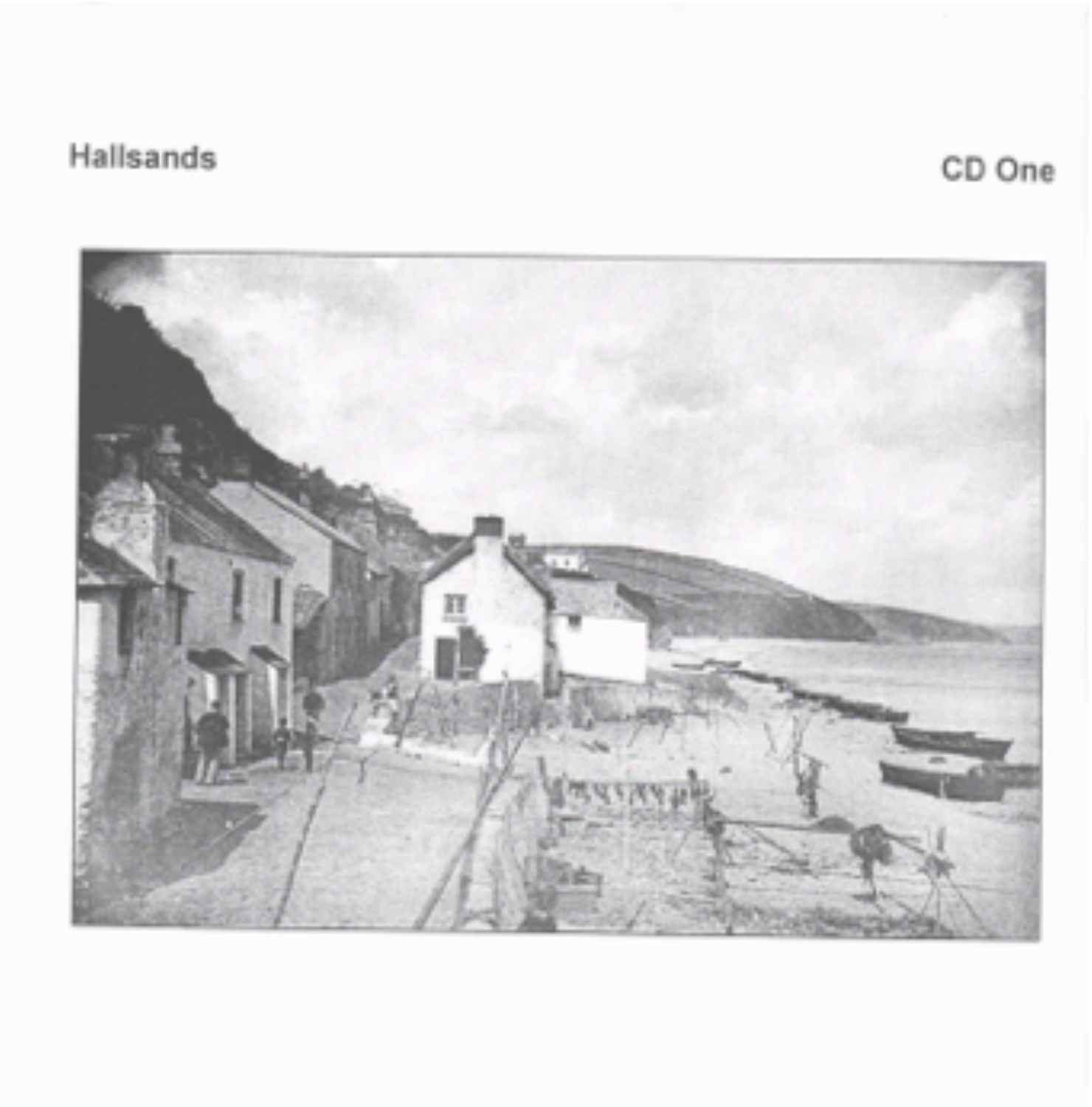Hallsands

CD One